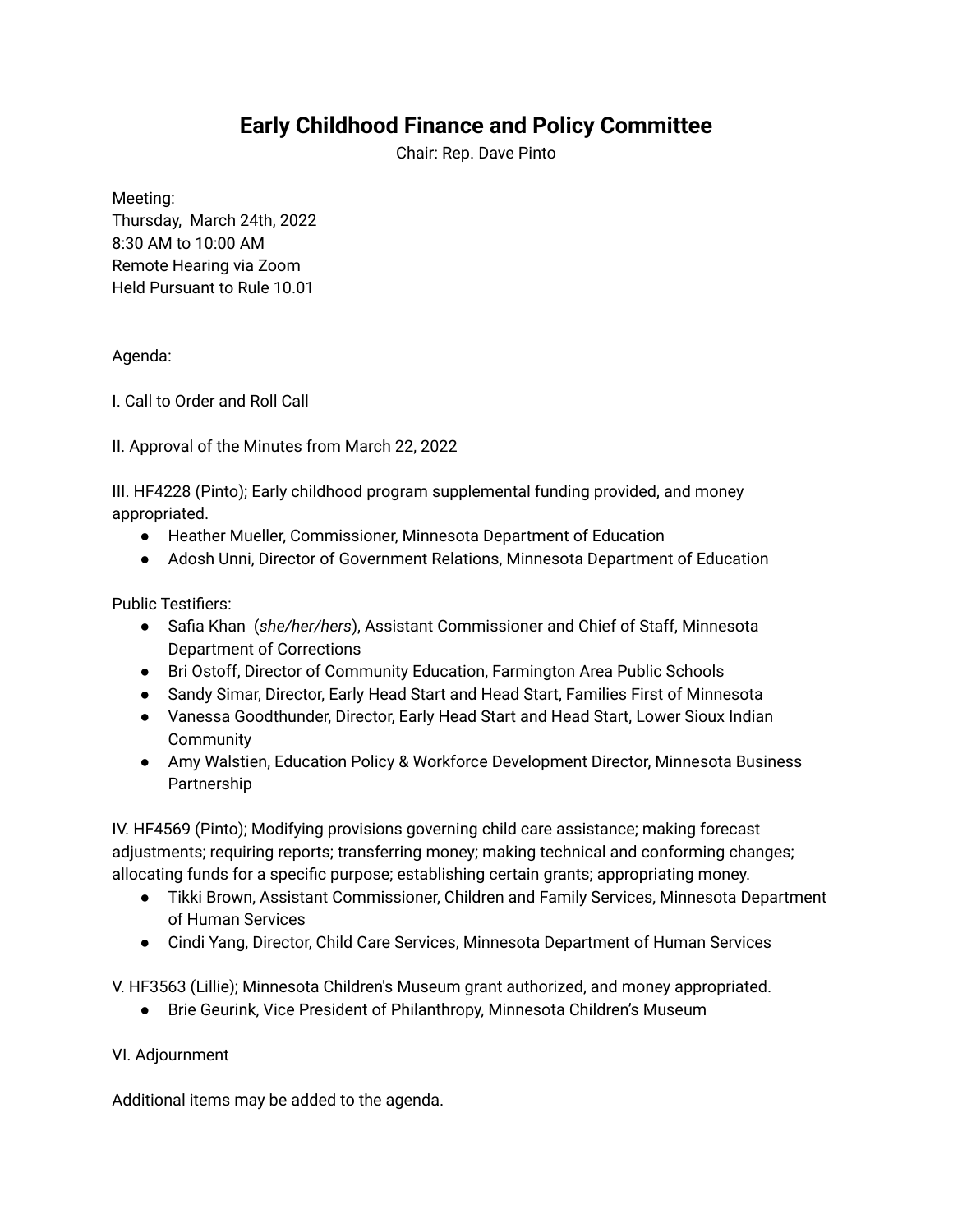# Early Childhood Finance and Policy Committee

Chair: Rep. Dave Pinto

Meeting:
Thursday, March 24th, 2022
8:30 AM to 10:00 AM
Remote Hearing via Zoom
Held Pursuant to Rule 10.01

Agenda:

I. Call to Order and Roll Call

II. Approval of the Minutes from March 22, 2022

III. HF4228 (Pinto); Early childhood program supplemental funding provided, and money appropriated.

- Heather Mueller, Commissioner, Minnesota Department of Education
- Adosh Unni, Director of Government Relations, Minnesota Department of Education

Public Testifiers:

- Safia Khan (*she/her/hers*), Assistant Commissioner and Chief of Staff, Minnesota Department of Corrections
- Bri Ostoff, Director of Community Education, Farmington Area Public Schools
- Sandy Simar, Director, Early Head Start and Head Start, Families First of Minnesota
- Vanessa Goodthunder, Director, Early Head Start and Head Start, Lower Sioux Indian Community
- Amy Walstien, Education Policy & Workforce Development Director, Minnesota Business Partnership

IV. HF4569 (Pinto); Modifying provisions governing child care assistance; making forecast adjustments; requiring reports; transferring money; making technical and conforming changes; allocating funds for a specific purpose; establishing certain grants; appropriating money.

- Tikki Brown, Assistant Commissioner, Children and Family Services, Minnesota Department of Human Services
- Cindi Yang, Director, Child Care Services, Minnesota Department of Human Services

V. HF3563 (Lillie); Minnesota Children's Museum grant authorized, and money appropriated.

- Brie Geurink, Vice President of Philanthropy, Minnesota Children's Museum

VI. Adjournment

Additional items may be added to the agenda.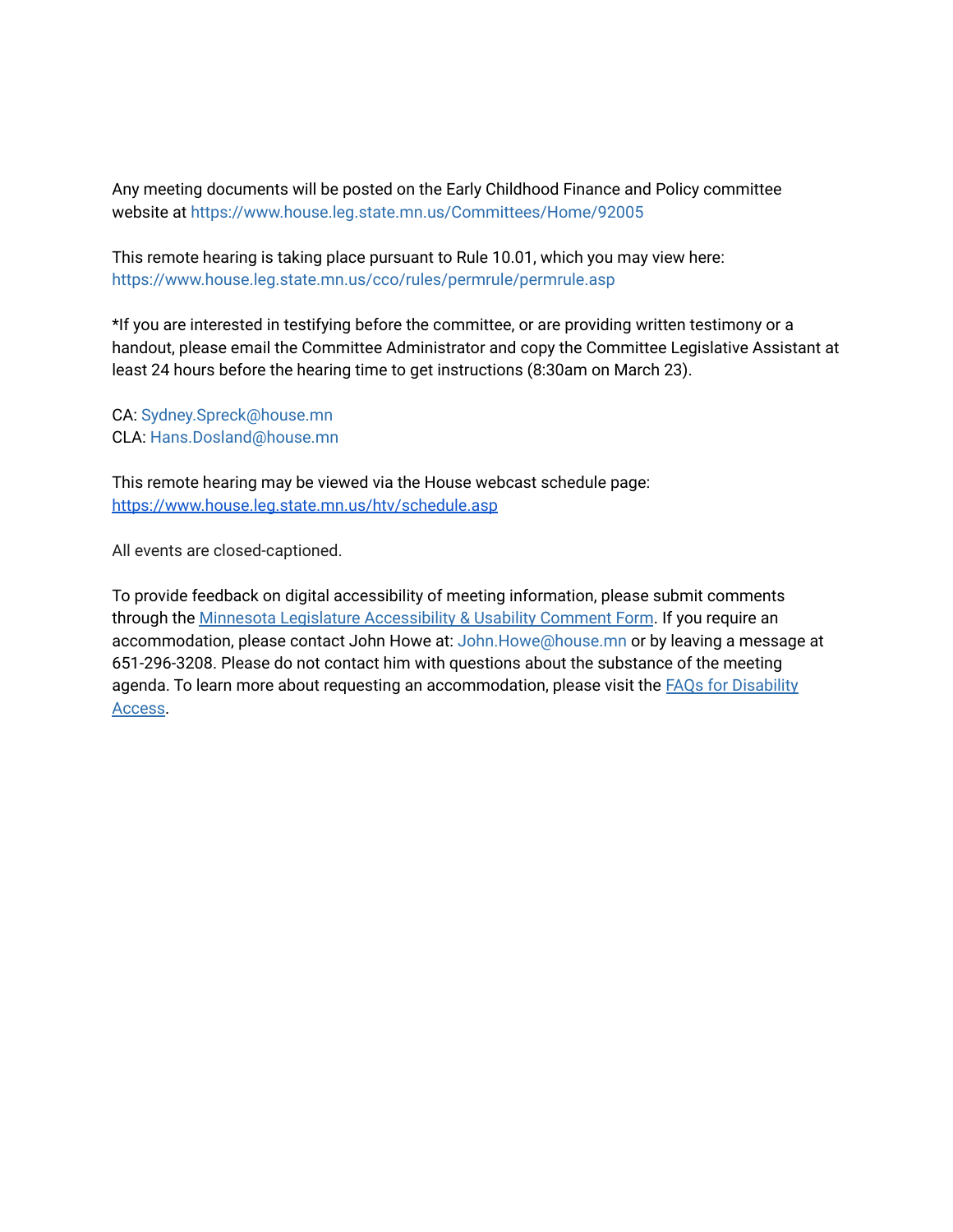Any meeting documents will be posted on the Early Childhood Finance and Policy committee website at https://www.house.leg.state.mn.us/Committees/Home/92005

This remote hearing is taking place pursuant to Rule 10.01, which you may view here: https://www.house.leg.state.mn.us/cco/rules/permrule/permrule.asp

*If you are interested in testifying before the committee, or are providing written testimony or a handout, please email the Committee Administrator and copy the Committee Legislative Assistant at least 24 hours before the hearing time to get instructions (8:30am on March 23).

CA: Sydney.Spreck@house.mn
CLA: Hans.Dosland@house.mn

This remote hearing may be viewed via the House webcast schedule page: https://www.house.leg.state.mn.us/htv/schedule.asp

All events are closed-captioned.

To provide feedback on digital accessibility of meeting information, please submit comments through the Minnesota Legislature Accessibility & Usability Comment Form. If you require an accommodation, please contact John Howe at: John.Howe@house.mn or by leaving a message at 651-296-3208. Please do not contact him with questions about the substance of the meeting agenda. To learn more about requesting an accommodation, please visit the FAQs for Disability Access.